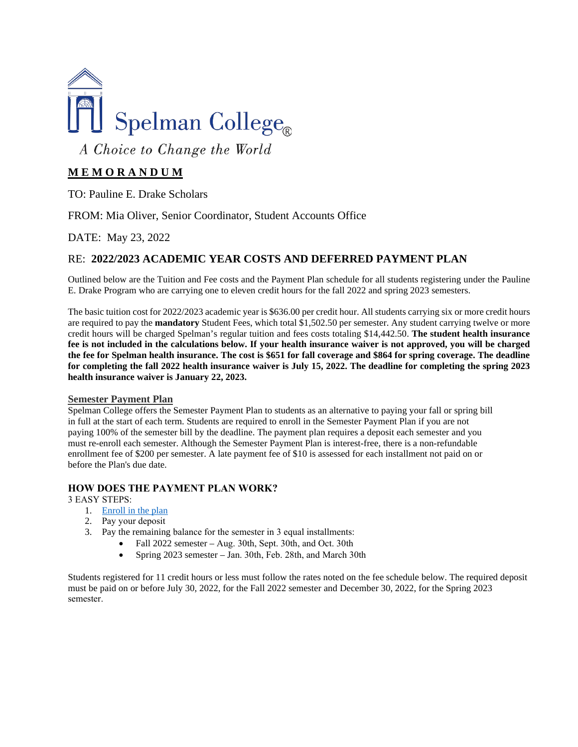Spelman College®

*A Choice to Change the World*

# MEMORANDUM

TO: Pauline E. Drake Scholars

FROM: Mia Oliver, Senior Coordinator, Student Accounts Office

DATE: May 23, 2022

## RE: 2022/2023 ACADEMIC YEAR COSTS AND DEFERRED PAYMENT PLAN

Outlined below are the Tuition and Fee costs and the Payment Plan schedule for all students registering under the Pauline E. Drake Program who are carrying one to eleven credit hours for the fall 2022 and spring 2023 semesters.

The basic tuition cost for 2022/2023 academic year is $636.00 per credit hour. All students carrying six or more credit hours are required to pay the **mandatory** Student Fees, which total $1,502.50 per semester. Any student carrying twelve or more credit hours will be charged Spelman's regular tuition and fees costs totaling $14,442.50. **The student health insurance fee is not included in the calculations below. If your health insurance waiver is not approved, you will be charged the fee for Spelman health insurance. The cost is $651 for fall coverage and $864 for spring coverage. The deadline for completing the fall 2022 health insurance waiver is July 15, 2022. The deadline for completing the spring 2023 health insurance waiver is January 22, 2023.**

### Semester Payment Plan

Spelman College offers the Semester Payment Plan to students as an alternative to paying your fall or spring bill in full at the start of each term. Students are required to enroll in the Semester Payment Plan if you are not paying 100% of the semester bill by the deadline. The payment plan requires a deposit each semester and you must re-enroll each semester. Although the Semester Payment Plan is interest-free, there is a non-refundable enrollment fee of $200 per semester. A late payment fee of $10 is assessed for each installment not paid on or before the Plan's due date.

### HOW DOES THE PAYMENT PLAN WORK?

3 EASY STEPS:

1. Enroll in the plan
2. Pay your deposit
3. Pay the remaining balance for the semester in 3 equal installments:
   - Fall 2022 semester – Aug. 30th, Sept. 30th, and Oct. 30th
   - Spring 2023 semester – Jan. 30th, Feb. 28th, and March 30th

Students registered for 11 credit hours or less must follow the rates noted on the fee schedule below. The required deposit must be paid on or before July 30, 2022, for the Fall 2022 semester and December 30, 2022, for the Spring 2023 semester.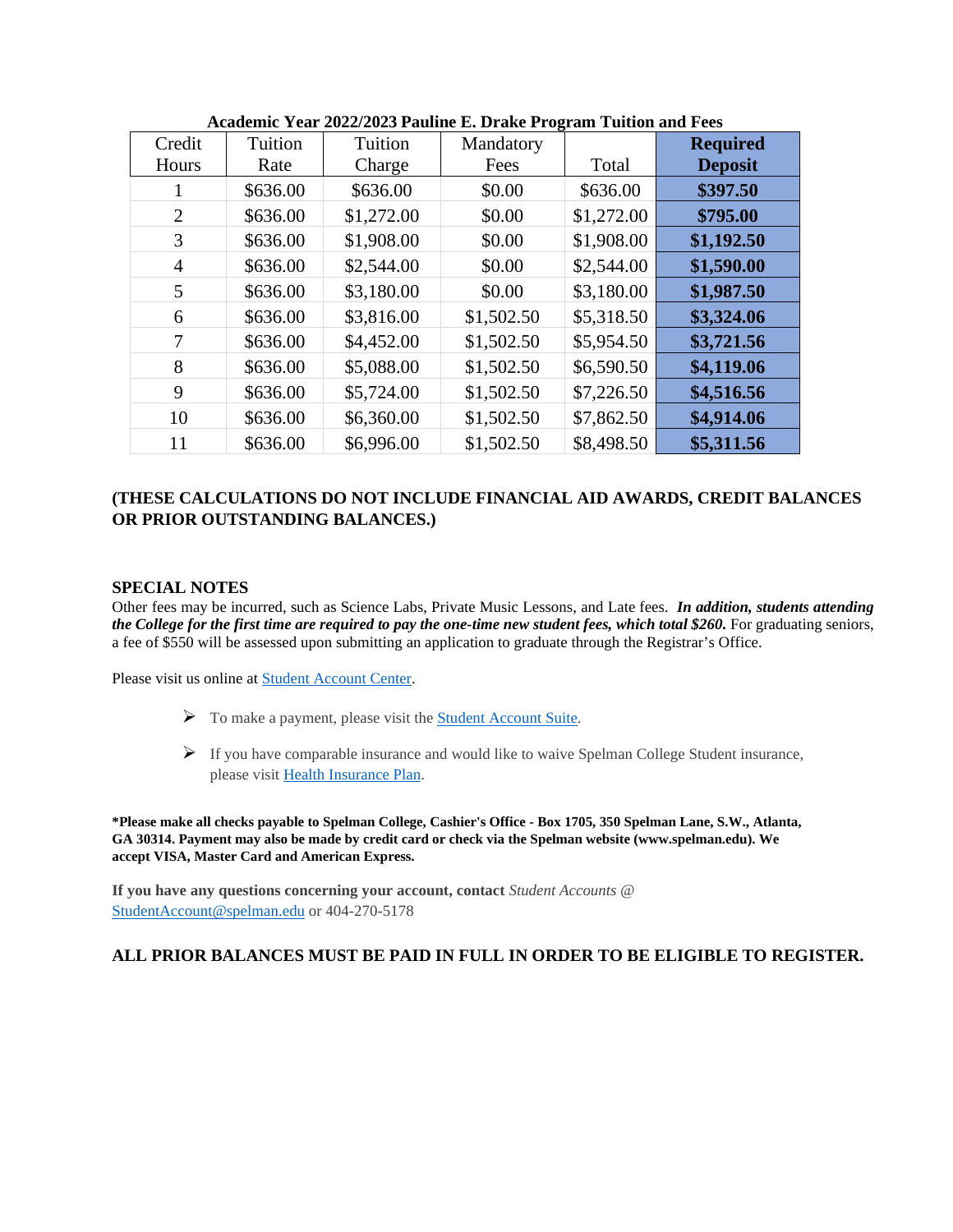**Academic Year 2022/2023 Pauline E. Drake Program Tuition and Fees**

| Credit Hours | Tuition Rate | Tuition Charge | Mandatory Fees | Total | Required Deposit |
|---|---|---|---|---|---|
| 1 | $636.00 | $636.00 | $0.00 | $636.00 | **$397.50** |
| 2 | $636.00 | $1,272.00 | $0.00 | $1,272.00 | **$795.00** |
| 3 | $636.00 | $1,908.00 | $0.00 | $1,908.00 | **$1,192.50** |
| 4 | $636.00 | $2,544.00 | $0.00 | $2,544.00 | **$1,590.00** |
| 5 | $636.00 | $3,180.00 | $0.00 | $3,180.00 | **$1,987.50** |
| 6 | $636.00 | $3,816.00 | $1,502.50 | $5,318.50 | **$3,324.06** |
| 7 | $636.00 | $4,452.00 | $1,502.50 | $5,954.50 | **$3,721.56** |
| 8 | $636.00 | $5,088.00 | $1,502.50 | $6,590.50 | **$4,119.06** |
| 9 | $636.00 | $5,724.00 | $1,502.50 | $7,226.50 | **$4,516.56** |
| 10 | $636.00 | $6,360.00 | $1,502.50 | $7,862.50 | **$4,914.06** |
| 11 | $636.00 | $6,996.00 | $1,502.50 | $8,498.50 | **$5,311.56** |

**(THESE CALCULATIONS DO NOT INCLUDE FINANCIAL AID AWARDS, CREDIT BALANCES OR PRIOR OUTSTANDING BALANCES.)**

**SPECIAL NOTES**

Other fees may be incurred, such as Science Labs, Private Music Lessons, and Late fees. ***In addition, students attending the College for the first time are required to pay the one-time new student fees, which total $260.*** For graduating seniors, a fee of $550 will be assessed upon submitting an application to graduate through the Registrar's Office.

Please visit us online at Student Account Center.

- To make a payment, please visit the Student Account Suite.
- If you have comparable insurance and would like to waive Spelman College Student insurance, please visit Health Insurance Plan.

**\*Please make all checks payable to Spelman College, Cashier's Office - Box 1705, 350 Spelman Lane, S.W., Atlanta, GA 30314. Payment may also be made by credit card or check via the Spelman website (www.spelman.edu). We accept VISA, Master Card and American Express.**

**If you have any questions concerning your account, contact** *Student Accounts @* StudentAccount@spelman.edu or 404-270-5178

**ALL PRIOR BALANCES MUST BE PAID IN FULL IN ORDER TO BE ELIGIBLE TO REGISTER.**